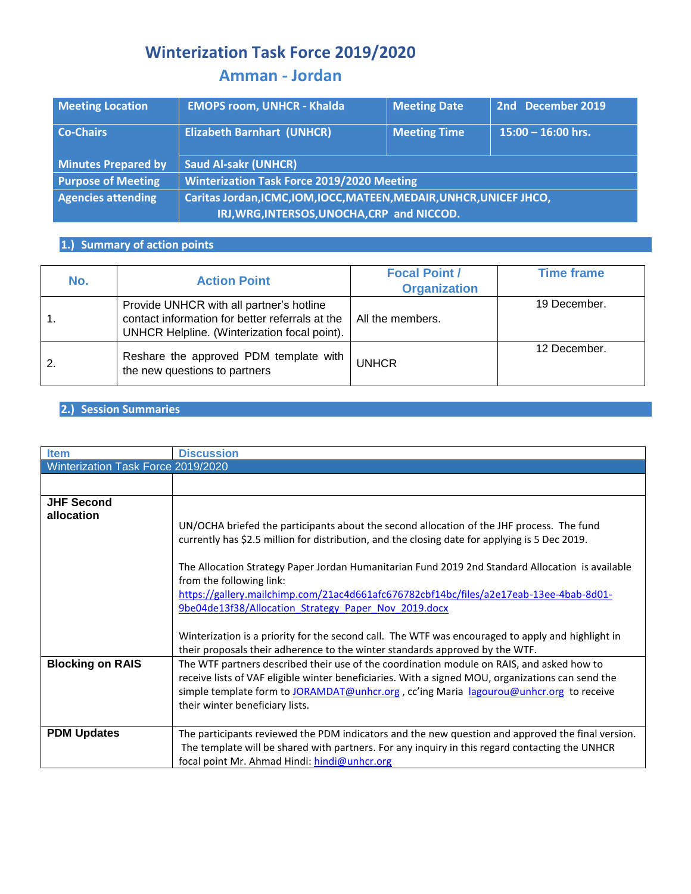# Winterization Task Force 2019/2020

## Amman - Jordan

| Meeting Location | EMOPS room, UNHCR - Khalda | Meeting Date | 2nd December 2019 |
|---|---|---|---|
| Co-Chairs | Elizabeth Barnhart (UNHCR) | Meeting Time | 15:00 – 16:00 hrs. |
| Minutes Prepared by | Saud Al-sakr (UNHCR) | | |
| Purpose of Meeting | Winterization Task Force 2019/2020 Meeting | | |
| Agencies attending | Caritas Jordan,ICMC,IOM,IOCC,MATEEN,MEDAIR,UNHCR,UNICEF JHCO, IRJ,WRG,INTERSOS,UNOCHA,CRP and NICCOD. | | |

## 1.) Summary of action points

| No. | Action Point | Focal Point / Organization | Time frame |
|---|---|---|---|
| 1. | Provide UNHCR with all partner's hotline contact information for better referrals at the UNHCR Helpline. (Winterization focal point). | All the members. | 19 December. |
| 2. | Reshare the approved PDM template with the new questions to partners | UNHCR | 12 December. |

## 2.) Session Summaries

| Item | Discussion |
|---|---|
| Winterization Task Force 2019/2020 | |
| | |
| **JHF Second allocation** | UN/OCHA briefed the participants about the second allocation of the JHF process. The fund currently has $2.5 million for distribution, and the closing date for applying is 5 Dec 2019.<br><br>The Allocation Strategy Paper Jordan Humanitarian Fund 2019 2nd Standard Allocation is available from the following link: https://gallery.mailchimp.com/21ac4d661afc676782cbf14bc/files/a2e17eab-13ee-4bab-8d01-9be04de13f38/Allocation_Strategy_Paper_Nov_2019.docx<br><br>Winterization is a priority for the second call. The WTF was encouraged to apply and highlight in their proposals their adherence to the winter standards approved by the WTF. |
| **Blocking on RAIS** | The WTF partners described their use of the coordination module on RAIS, and asked how to receive lists of VAF eligible winter beneficiaries. With a signed MOU, organizations can send the simple template form to JORAMDAT@unhcr.org , cc'ing Maria lagourou@unhcr.org to receive their winter beneficiary lists. |
| **PDM Updates** | The participants reviewed the PDM indicators and the new question and approved the final version. The template will be shared with partners. For any inquiry in this regard contacting the UNHCR focal point Mr. Ahmad Hindi: hindi@unhcr.org |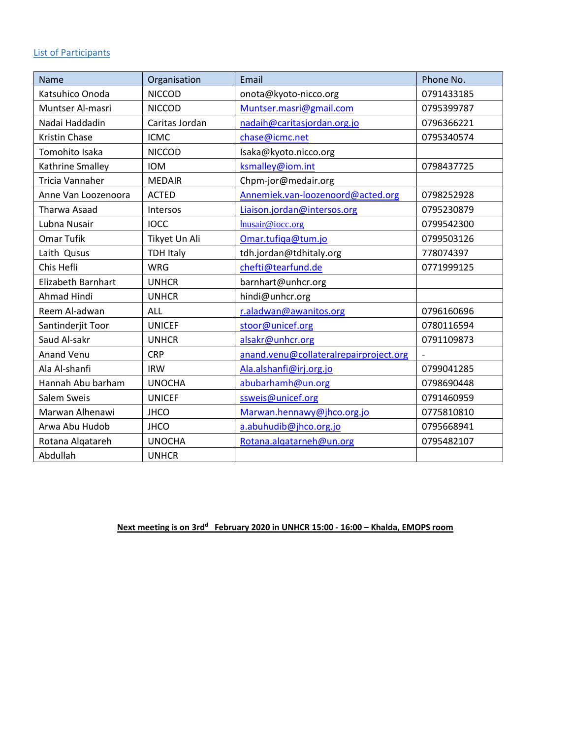List of Participants

| Name | Organisation | Email | Phone No. |
|---|---|---|---|
| Katsuhico Onoda | NICCOD | onota@kyoto-nicco.org | 0791433185 |
| Muntser Al-masri | NICCOD | Muntser.masri@gmail.com | 0795399787 |
| Nadai Haddadin | Caritas Jordan | nadaih@caritasjordan.org.jo | 0796366221 |
| Kristin Chase | ICMC | chase@icmc.net | 0795340574 |
| Tomohito Isaka | NICCOD | Isaka@kyoto.nicco.org | |
| Kathrine Smalley | IOM | ksmalley@iom.int | 0798437725 |
| Tricia Vannaher | MEDAIR | Chpm-jor@medair.org | |
| Anne Van Loozenoora | ACTED | Annemiek.van-loozenoord@acted.org | 0798252928 |
| Tharwa Asaad | Intersos | Liaison.jordan@intersos.org | 0795230879 |
| Lubna Nusair | IOCC | lnusair@iocc.org | 0799542300 |
| Omar Tufik | Tikyet Un Ali | Omar.tufiqa@tum.jo | 0799503126 |
| Laith Qusus | TDH Italy | tdh.jordan@tdhitaly.org | 778074397 |
| Chis Hefli | WRG | chefti@tearfund.de | 0771999125 |
| Elizabeth Barnhart | UNHCR | barnhart@unhcr.org | |
| Ahmad Hindi | UNHCR | hindi@unhcr.org | |
| Reem Al-adwan | ALL | r.aladwan@awanitos.org | 0796160696 |
| Santinderjit Toor | UNICEF | stoor@unicef.org | 0780116594 |
| Saud Al-sakr | UNHCR | alsakr@unhcr.org | 0791109873 |
| Anand Venu | CRP | anand.venu@collateralrepairproject.org | - |
| Ala Al-shanfi | IRW | Ala.alshanfi@irj.org.jo | 0799041285 |
| Hannah Abu barham | UNOCHA | abubarhamh@un.org | 0798690448 |
| Salem Sweis | UNICEF | ssweis@unicef.org | 0791460959 |
| Marwan Alhenawi | JHCO | Marwan.hennawy@jhco.org.jo | 0775810810 |
| Arwa Abu Hudob | JHCO | a.abuhudib@jhco.org.jo | 0795668941 |
| Rotana Alqatareh | UNOCHA | Rotana.alqatarneh@un.org | 0795482107 |
| Abdullah | UNHCR | | |

**Next meeting is on 3rd[d] February 2020 in UNHCR 15:00 - 16:00 – Khalda, EMOPS room**